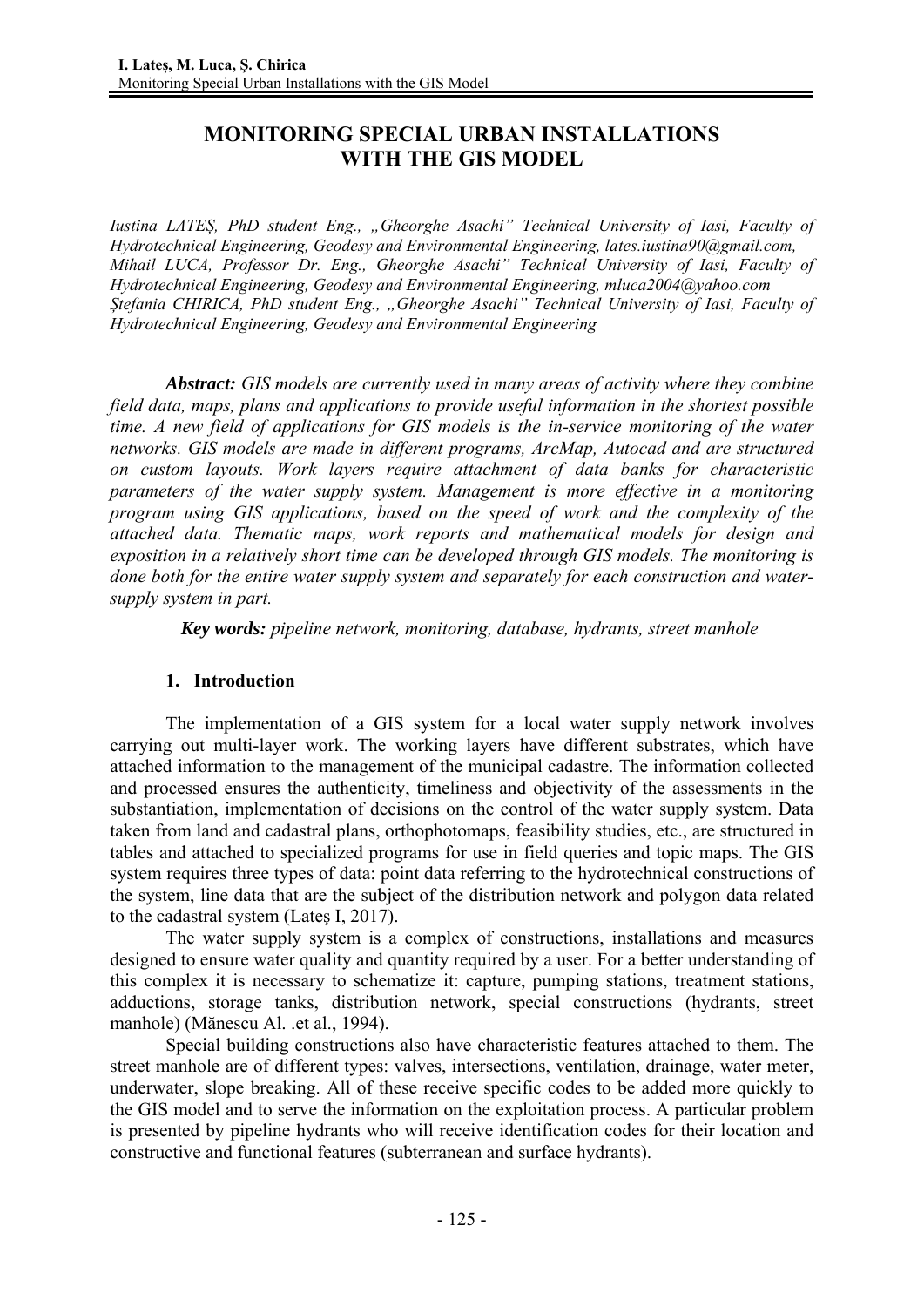# MONITORING SPECIAL URBAN INSTALLATIONS WITH THE GIS MODEL

*Iustina LATEȘ, PhD student Eng., „Gheorghe Asachi" Technical University of Iasi, Faculty of Hydrotechnical Engineering, Geodesy and Environmental Engineering, lates.iustina90@gmail.com,*
*Mihail LUCA, Professor Dr. Eng., Gheorghe Asachi" Technical University of Iasi, Faculty of Hydrotechnical Engineering, Geodesy and Environmental Engineering, mluca2004@yahoo.com*
*Ștefania CHIRICA, PhD student Eng., „Gheorghe Asachi" Technical University of Iasi, Faculty of Hydrotechnical Engineering, Geodesy and Environmental Engineering*

***Abstract:*** *GIS models are currently used in many areas of activity where they combine field data, maps, plans and applications to provide useful information in the shortest possible time. A new field of applications for GIS models is the in-service monitoring of the water networks. GIS models are made in different programs, ArcMap, Autocad and are structured on custom layouts. Work layers require attachment of data banks for characteristic parameters of the water supply system. Management is more effective in a monitoring program using GIS applications, based on the speed of work and the complexity of the attached data. Thematic maps, work reports and mathematical models for design and exposition in a relatively short time can be developed through GIS models. The monitoring is done both for the entire water supply system and separately for each construction and water-supply system in part.*

***Key words:*** *pipeline network, monitoring, database, hydrants, street manhole*

## 1. Introduction

The implementation of a GIS system for a local water supply network involves carrying out multi-layer work. The working layers have different substrates, which have attached information to the management of the municipal cadastre. The information collected and processed ensures the authenticity, timeliness and objectivity of the assessments in the substantiation, implementation of decisions on the control of the water supply system. Data taken from land and cadastral plans, orthophotomaps, feasibility studies, etc., are structured in tables and attached to specialized programs for use in field queries and topic maps. The GIS system requires three types of data: point data referring to the hydrotechnical constructions of the system, line data that are the subject of the distribution network and polygon data related to the cadastral system (Lateş I, 2017).

The water supply system is a complex of constructions, installations and measures designed to ensure water quality and quantity required by a user. For a better understanding of this complex it is necessary to schematize it: capture, pumping stations, treatment stations, adductions, storage tanks, distribution network, special constructions (hydrants, street manhole) (Mănescu Al. .et al., 1994).

Special building constructions also have characteristic features attached to them. The street manhole are of different types: valves, intersections, ventilation, drainage, water meter, underwater, slope breaking. All of these receive specific codes to be added more quickly to the GIS model and to serve the information on the exploitation process. A particular problem is presented by pipeline hydrants who will receive identification codes for their location and constructive and functional features (subterranean and surface hydrants).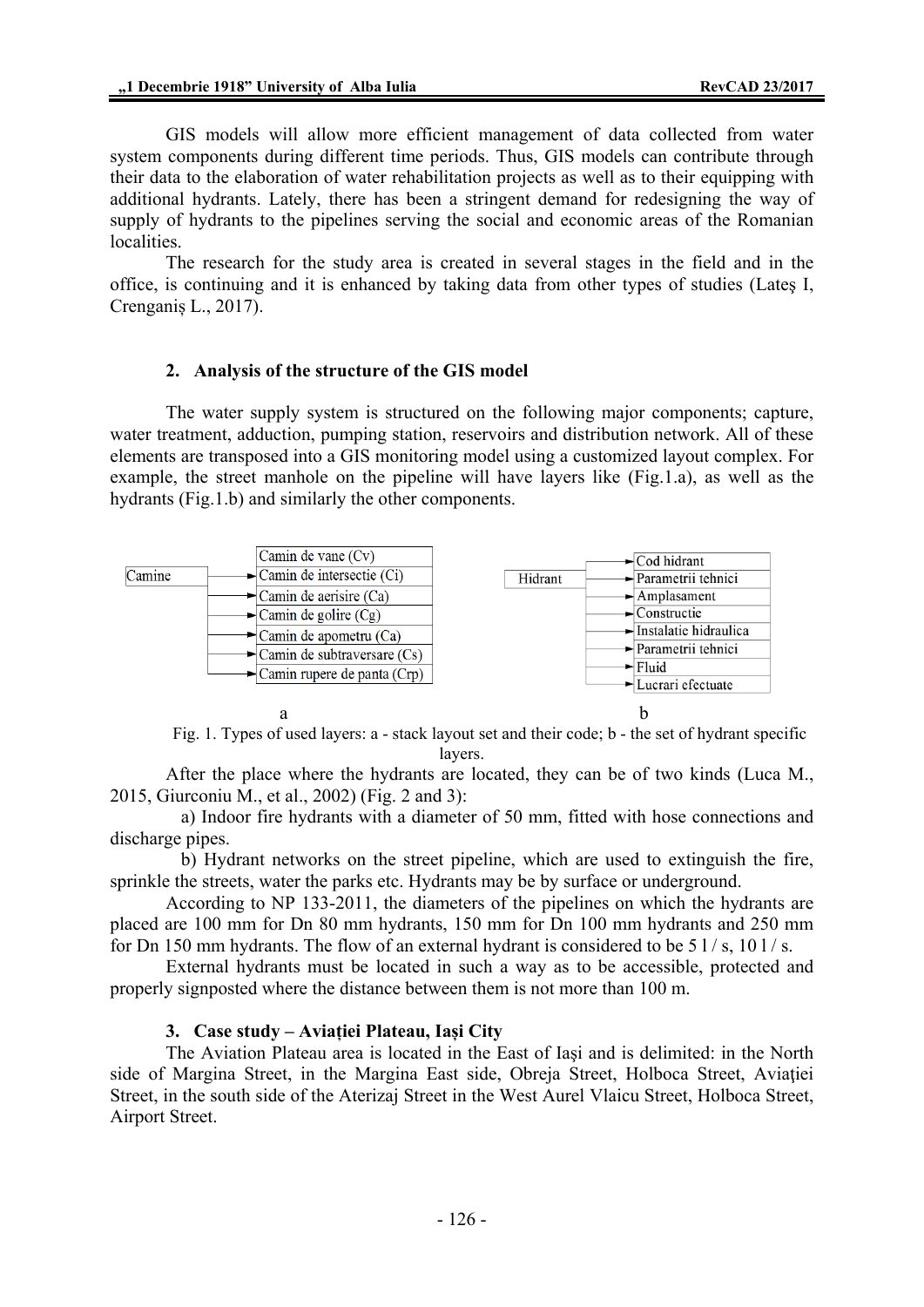GIS models will allow more efficient management of data collected from water system components during different time periods. Thus, GIS models can contribute through their data to the elaboration of water rehabilitation projects as well as to their equipping with additional hydrants. Lately, there has been a stringent demand for redesigning the way of supply of hydrants to the pipelines serving the social and economic areas of the Romanian localities.

The research for the study area is created in several stages in the field and in the office, is continuing and it is enhanced by taking data from other types of studies (Lateş I, Crenganiş L., 2017).

## 2. Analysis of the structure of the GIS model

The water supply system is structured on the following major components; capture, water treatment, adduction, pumping station, reservoirs and distribution network. All of these elements are transposed into a GIS monitoring model using a customized layout complex. For example, the street manhole on the pipeline will have layers like (Fig.1.a), as well as the hydrants (Fig.1.b) and similarly the other components.

Camine → Camin de vane (Cv); Camin de intersectie (Ci); Camin de aerisire (Ca); Camin de golire (Cg); Camin de apometru (Ca); Camin de subtraversare (Cs); Camin rupere de panta (Crp)

a

Hidrant → Cod hidrant; Parametrii tehnici; Amplasament; Constructie; Instalatie hidraulica; Parametrii tehnici; Fluid; Lucrari efectuate

b

Fig. 1. Types of used layers: a - stack layout set and their code; b - the set of hydrant specific layers.

After the place where the hydrants are located, they can be of two kinds (Luca M., 2015, Giurconiu M., et al., 2002) (Fig. 2 and 3):

a) Indoor fire hydrants with a diameter of 50 mm, fitted with hose connections and discharge pipes.

b) Hydrant networks on the street pipeline, which are used to extinguish the fire, sprinkle the streets, water the parks etc. Hydrants may be by surface or underground.

According to NP 133-2011, the diameters of the pipelines on which the hydrants are placed are 100 mm for Dn 80 mm hydrants, 150 mm for Dn 100 mm hydrants and 250 mm for Dn 150 mm hydrants. The flow of an external hydrant is considered to be 5 l / s, 10 l / s.

External hydrants must be located in such a way as to be accessible, protected and properly signposted where the distance between them is not more than 100 m.

## 3. Case study – Aviației Plateau, Iași City

The Aviation Plateau area is located in the East of Iaşi and is delimited: in the North side of Margina Street, in the Margina East side, Obreja Street, Holboca Street, Aviației Street, in the south side of the Aterizaj Street in the West Aurel Vlaicu Street, Holboca Street, Airport Street.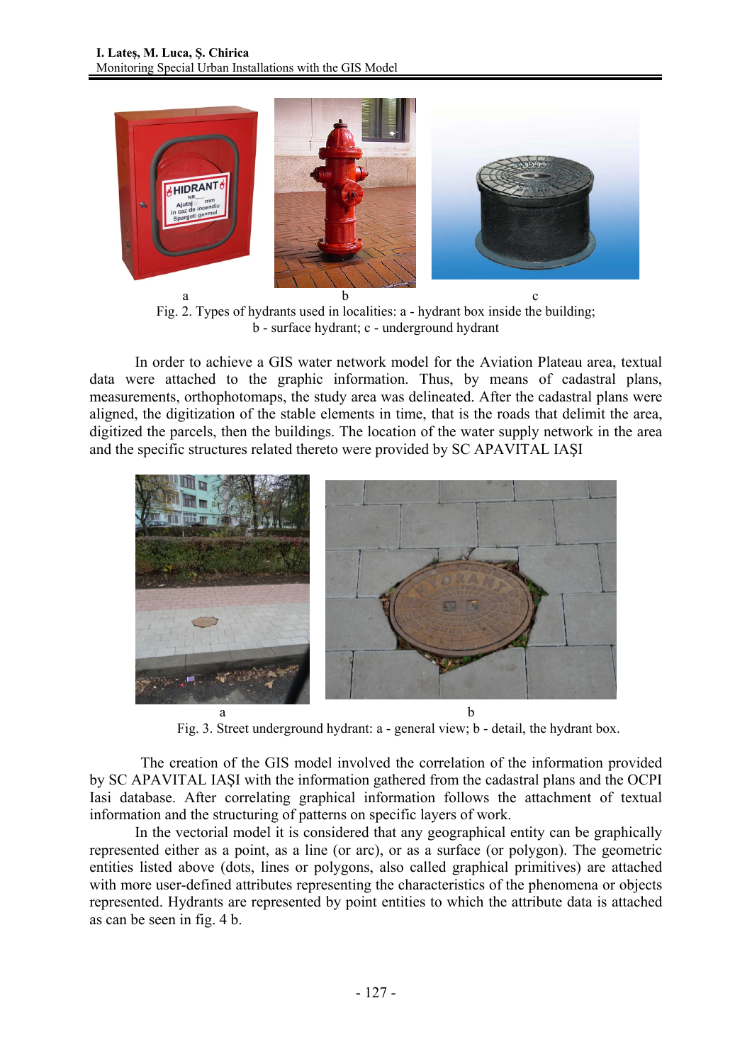a b c

Fig. 2. Types of hydrants used in localities: a - hydrant box inside the building; b - surface hydrant; c - underground hydrant

In order to achieve a GIS water network model for the Aviation Plateau area, textual data were attached to the graphic information. Thus, by means of cadastral plans, measurements, orthophotomaps, the study area was delineated. After the cadastral plans were aligned, the digitization of the stable elements in time, that is the roads that delimit the area, digitized the parcels, then the buildings. The location of the water supply network in the area and the specific structures related thereto were provided by SC APAVITAL IAȘI

a b

Fig. 3. Street underground hydrant: a - general view; b - detail, the hydrant box.

The creation of the GIS model involved the correlation of the information provided by SC APAVITAL IAŞI with the information gathered from the cadastral plans and the OCPI Iasi database. After correlating graphical information follows the attachment of textual information and the structuring of patterns on specific layers of work.

In the vectorial model it is considered that any geographical entity can be graphically represented either as a point, as a line (or arc), or as a surface (or polygon). The geometric entities listed above (dots, lines or polygons, also called graphical primitives) are attached with more user-defined attributes representing the characteristics of the phenomena or objects represented. Hydrants are represented by point entities to which the attribute data is attached as can be seen in fig. 4 b.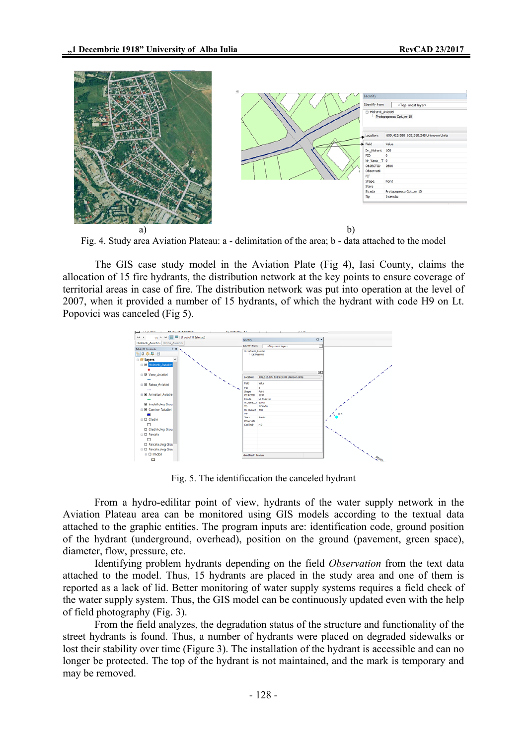a) b)

Fig. 4. Study area Aviation Plateau: a - delimitation of the area; b - data attached to the model

The GIS case study model in the Aviation Plate (Fig 4), Iasi County, claims the allocation of 15 fire hydrants, the distribution network at the key points to ensure coverage of territorial areas in case of fire. The distribution network was put into operation at the level of 2007, when it provided a number of 15 hydrants, of which the hydrant with code H9 on Lt. Popovici was canceled (Fig 5).

Fig. 5. The identificcation the canceled hydrant

From a hydro-edilitar point of view, hydrants of the water supply network in the Aviation Plateau area can be monitored using GIS models according to the textual data attached to the graphic entities. The program inputs are: identification code, ground position of the hydrant (underground, overhead), position on the ground (pavement, green space), diameter, flow, pressure, etc.

Identifying problem hydrants depending on the field *Observation* from the text data attached to the model. Thus, 15 hydrants are placed in the study area and one of them is reported as a lack of lid. Better monitoring of water supply systems requires a field check of the water supply system. Thus, the GIS model can be continuously updated even with the help of field photography (Fig. 3).

From the field analyzes, the degradation status of the structure and functionality of the street hydrants is found. Thus, a number of hydrants were placed on degraded sidewalks or lost their stability over time (Figure 3). The installation of the hydrant is accessible and can no longer be protected. The top of the hydrant is not maintained, and the mark is temporary and may be removed.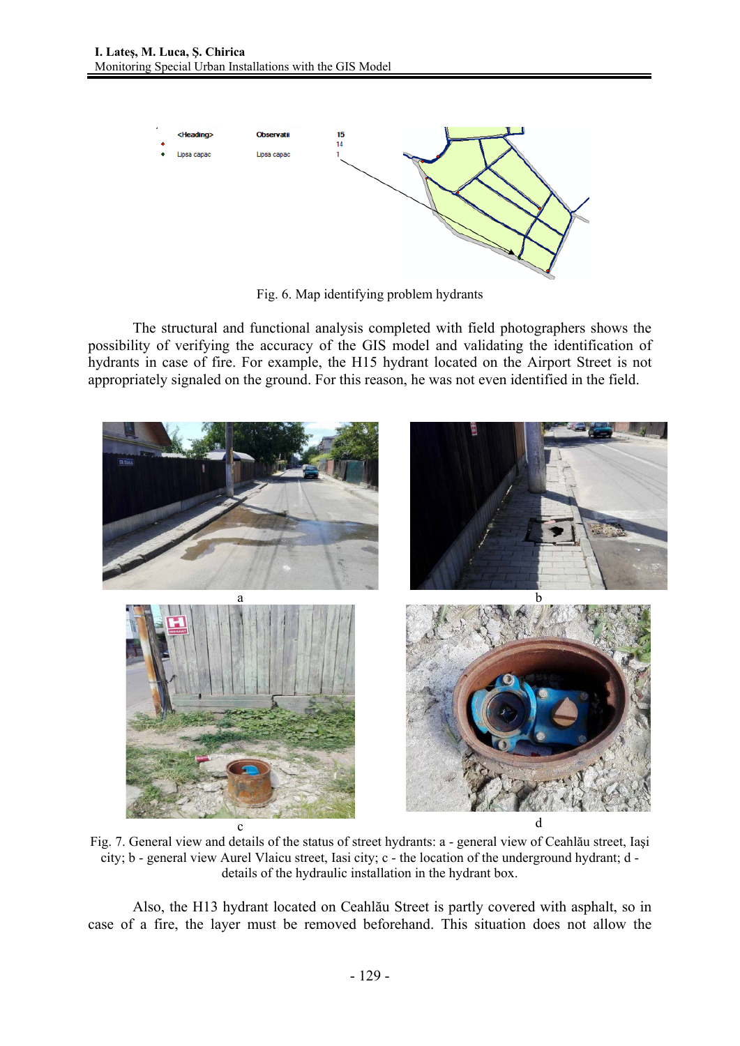Fig. 6. Map identifying problem hydrants

The structural and functional analysis completed with field photographers shows the possibility of verifying the accuracy of the GIS model and validating the identification of hydrants in case of fire. For example, the H15 hydrant located on the Airport Street is not appropriately signaled on the ground. For this reason, he was not even identified in the field.

Fig. 7. General view and details of the status of street hydrants: a - general view of Ceahlău street, Iaşi city; b - general view Aurel Vlaicu street, Iasi city; c - the location of the underground hydrant; d - details of the hydraulic installation in the hydrant box.

Also, the H13 hydrant located on Ceahlău Street is partly covered with asphalt, so in case of a fire, the layer must be removed beforehand. This situation does not allow the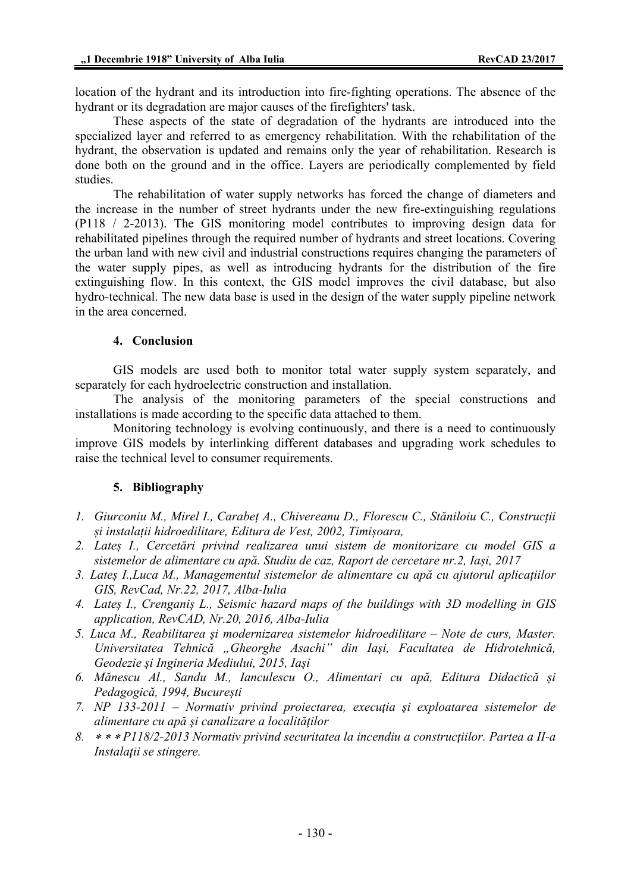location of the hydrant and its introduction into fire-fighting operations. The absence of the hydrant or its degradation are major causes of the firefighters' task.

These aspects of the state of degradation of the hydrants are introduced into the specialized layer and referred to as emergency rehabilitation. With the rehabilitation of the hydrant, the observation is updated and remains only the year of rehabilitation. Research is done both on the ground and in the office. Layers are periodically complemented by field studies.

The rehabilitation of water supply networks has forced the change of diameters and the increase in the number of street hydrants under the new fire-extinguishing regulations (P118 / 2-2013). The GIS monitoring model contributes to improving design data for rehabilitated pipelines through the required number of hydrants and street locations. Covering the urban land with new civil and industrial constructions requires changing the parameters of the water supply pipes, as well as introducing hydrants for the distribution of the fire extinguishing flow. In this context, the GIS model improves the civil database, but also hydro-technical. The new data base is used in the design of the water supply pipeline network in the area concerned.

## 4. Conclusion

GIS models are used both to monitor total water supply system separately, and separately for each hydroelectric construction and installation.

The analysis of the monitoring parameters of the special constructions and installations is made according to the specific data attached to them.

Monitoring technology is evolving continuously, and there is a need to continuously improve GIS models by interlinking different databases and upgrading work schedules to raise the technical level to consumer requirements.

## 5. Bibliography

1. *Giurconiu M., Mirel I., Carabeț A., Chivereanu D., Florescu C., Stăniloiu C., Construcții și instalații hidroedilitare, Editura de Vest, 2002, Timișoara,*
2. *Lateș I., Cercetări privind realizarea unui sistem de monitorizare cu model GIS a sistemelor de alimentare cu apă. Studiu de caz, Raport de cercetare nr.2, Iași, 2017*
3. *Lateș I.,Luca M., Managementul sistemelor de alimentare cu apă cu ajutorul aplicațiilor GIS, RevCad, Nr.22, 2017, Alba-Iulia*
4. *Lateș I., Crenganiș L., Seismic hazard maps of the buildings with 3D modelling in GIS application, RevCAD, Nr.20, 2016, Alba-Iulia*
5. *Luca M., Reabilitarea şi modernizarea sistemelor hidroedilitare – Note de curs, Master. Universitatea Tehnică „Gheorghe Asachi" din Iaşi, Facultatea de Hidrotehnică, Geodezie şi Ingineria Mediului, 2015, Iaşi*
6. *Mănescu Al., Sandu M., Ianculescu O., Alimentari cu apă, Editura Didactică și Pedagogică, 1994, București*
7. *NP 133-2011 – Normativ privind proiectarea, execuţia şi exploatarea sistemelor de alimentare cu apă şi canalizare a localităţilor*
8. *∗∗∗P118/2-2013 Normativ privind securitatea la incendiu a construcţiilor. Partea a II-a Instalaţii se stingere.*